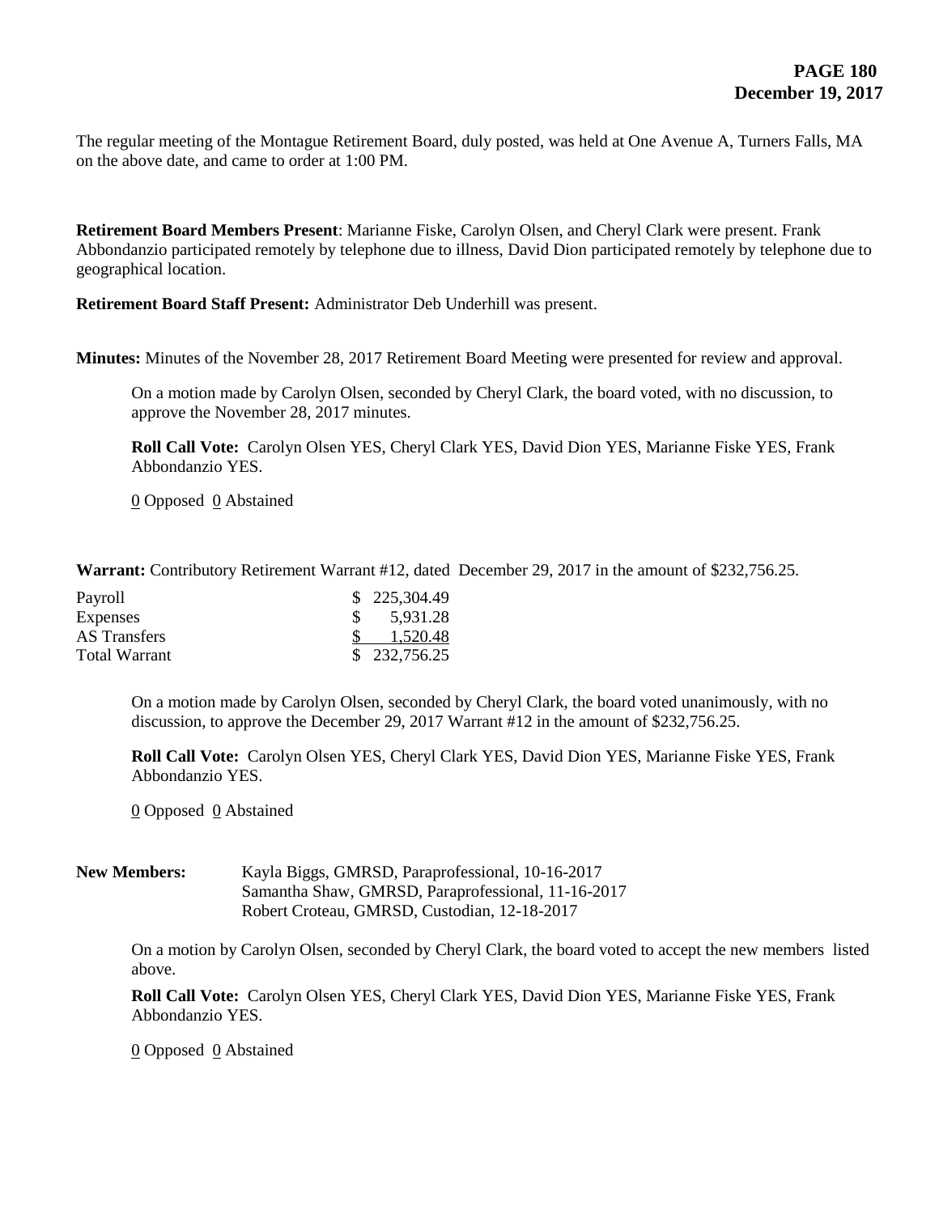The regular meeting of the Montague Retirement Board, duly posted, was held at One Avenue A, Turners Falls, MA on the above date, and came to order at 1:00 PM.

**Retirement Board Members Present**: Marianne Fiske, Carolyn Olsen, and Cheryl Clark were present. Frank Abbondanzio participated remotely by telephone due to illness, David Dion participated remotely by telephone due to geographical location.

**Retirement Board Staff Present:** Administrator Deb Underhill was present.

**Minutes:** Minutes of the November 28, 2017 Retirement Board Meeting were presented for review and approval.

On a motion made by Carolyn Olsen, seconded by Cheryl Clark, the board voted, with no discussion, to approve the November 28, 2017 minutes.

**Roll Call Vote:** Carolyn Olsen YES, Cheryl Clark YES, David Dion YES, Marianne Fiske YES, Frank Abbondanzio YES.

0 Opposed 0 Abstained

**Warrant:** Contributory Retirement Warrant #12, dated December 29, 2017 in the amount of $232,756.25.

| | |
|---|---|
| Payroll | $ 225,304.49 |
| Expenses | $ 5,931.28 |
| AS Transfers | $ 1,520.48 |
| Total Warrant | $ 232,756.25 |

On a motion made by Carolyn Olsen, seconded by Cheryl Clark, the board voted unanimously, with no discussion, to approve the December 29, 2017 Warrant #12 in the amount of $232,756.25.

**Roll Call Vote:** Carolyn Olsen YES, Cheryl Clark YES, David Dion YES, Marianne Fiske YES, Frank Abbondanzio YES.

0 Opposed 0 Abstained

**New Members:**
Kayla Biggs, GMRSD, Paraprofessional, 10-16-2017
Samantha Shaw, GMRSD, Paraprofessional, 11-16-2017
Robert Croteau, GMRSD, Custodian, 12-18-2017

On a motion by Carolyn Olsen, seconded by Cheryl Clark, the board voted to accept the new members listed above.

**Roll Call Vote:** Carolyn Olsen YES, Cheryl Clark YES, David Dion YES, Marianne Fiske YES, Frank Abbondanzio YES.

0 Opposed 0 Abstained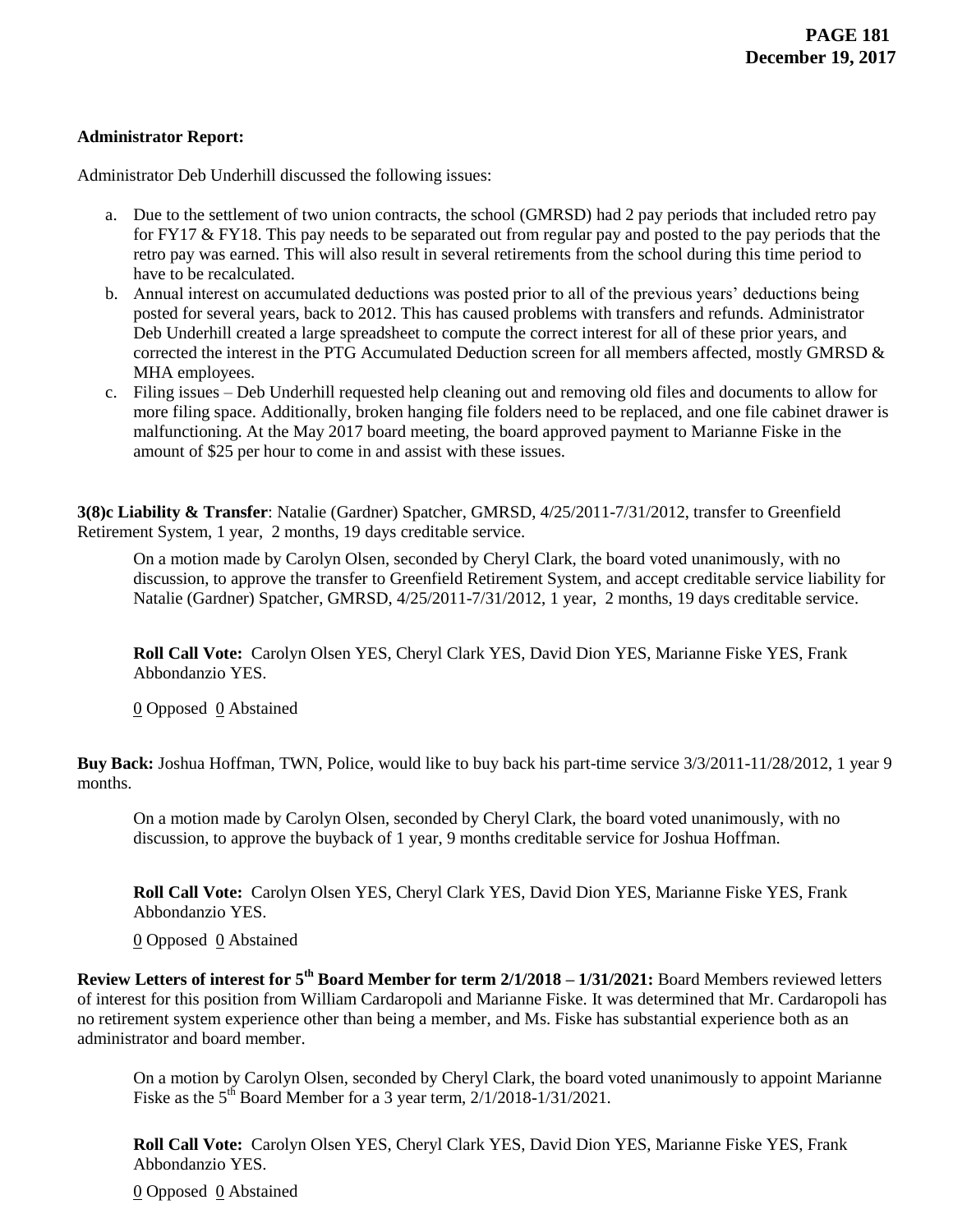**Administrator Report:**

Administrator Deb Underhill discussed the following issues:

a. Due to the settlement of two union contracts, the school (GMRSD) had 2 pay periods that included retro pay for FY17 & FY18. This pay needs to be separated out from regular pay and posted to the pay periods that the retro pay was earned. This will also result in several retirements from the school during this time period to have to be recalculated.
b. Annual interest on accumulated deductions was posted prior to all of the previous years' deductions being posted for several years, back to 2012. This has caused problems with transfers and refunds. Administrator Deb Underhill created a large spreadsheet to compute the correct interest for all of these prior years, and corrected the interest in the PTG Accumulated Deduction screen for all members affected, mostly GMRSD & MHA employees.
c. Filing issues – Deb Underhill requested help cleaning out and removing old files and documents to allow for more filing space. Additionally, broken hanging file folders need to be replaced, and one file cabinet drawer is malfunctioning. At the May 2017 board meeting, the board approved payment to Marianne Fiske in the amount of $25 per hour to come in and assist with these issues.

**3(8)c Liability & Transfer**: Natalie (Gardner) Spatcher, GMRSD, 4/25/2011-7/31/2012, transfer to Greenfield Retirement System, 1 year, 2 months, 19 days creditable service.

On a motion made by Carolyn Olsen, seconded by Cheryl Clark, the board voted unanimously, with no discussion, to approve the transfer to Greenfield Retirement System, and accept creditable service liability for Natalie (Gardner) Spatcher, GMRSD, 4/25/2011-7/31/2012, 1 year, 2 months, 19 days creditable service.

**Roll Call Vote:** Carolyn Olsen YES, Cheryl Clark YES, David Dion YES, Marianne Fiske YES, Frank Abbondanzio YES.

0 Opposed 0 Abstained

**Buy Back:** Joshua Hoffman, TWN, Police, would like to buy back his part-time service 3/3/2011-11/28/2012, 1 year 9 months.

On a motion made by Carolyn Olsen, seconded by Cheryl Clark, the board voted unanimously, with no discussion, to approve the buyback of 1 year, 9 months creditable service for Joshua Hoffman.

**Roll Call Vote:** Carolyn Olsen YES, Cheryl Clark YES, David Dion YES, Marianne Fiske YES, Frank Abbondanzio YES.

0 Opposed 0 Abstained

**Review Letters of interest for 5th Board Member for term 2/1/2018 – 1/31/2021:** Board Members reviewed letters of interest for this position from William Cardaropoli and Marianne Fiske. It was determined that Mr. Cardaropoli has no retirement system experience other than being a member, and Ms. Fiske has substantial experience both as an administrator and board member.

On a motion by Carolyn Olsen, seconded by Cheryl Clark, the board voted unanimously to appoint Marianne Fiske as the 5th Board Member for a 3 year term, 2/1/2018-1/31/2021.

**Roll Call Vote:** Carolyn Olsen YES, Cheryl Clark YES, David Dion YES, Marianne Fiske YES, Frank Abbondanzio YES.

0 Opposed 0 Abstained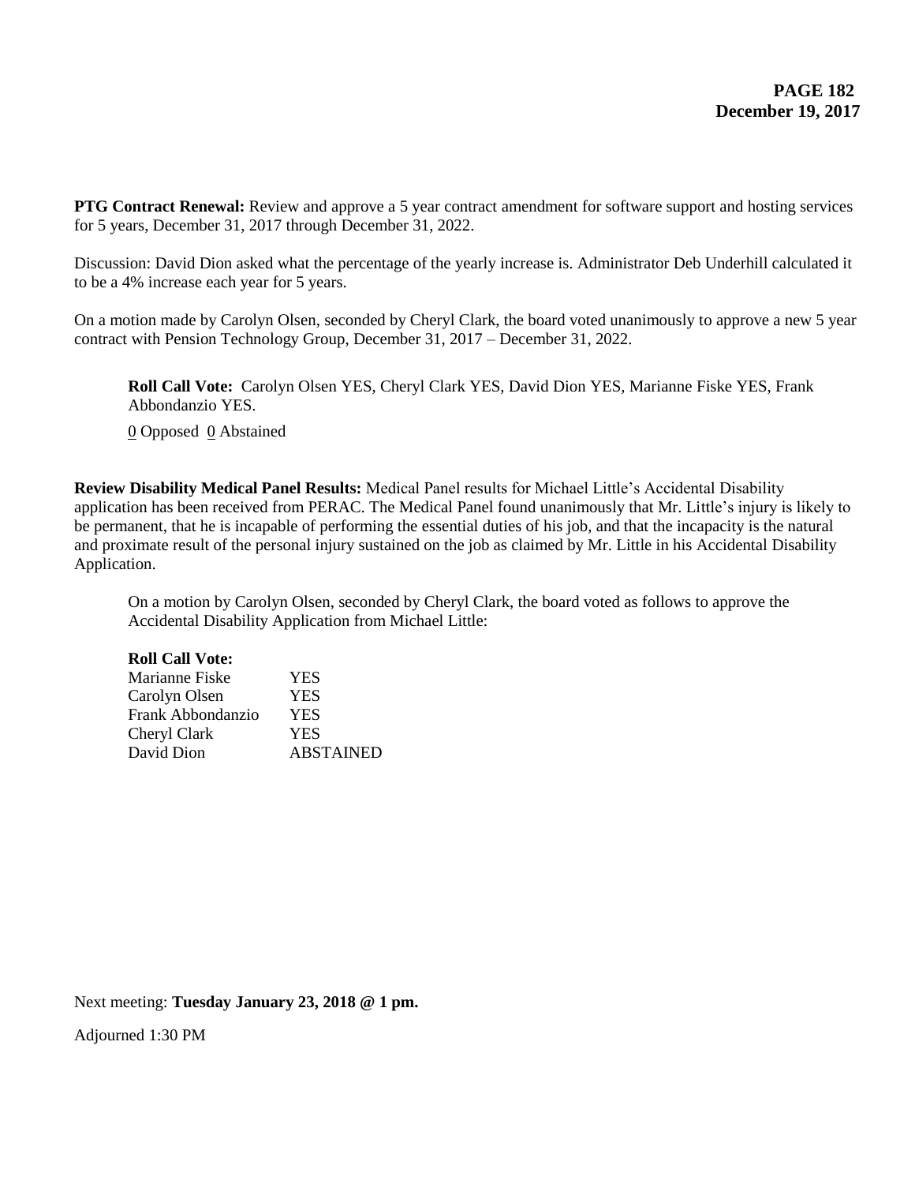**PTG Contract Renewal:** Review and approve a 5 year contract amendment for software support and hosting services for 5 years, December 31, 2017 through December 31, 2022.

Discussion: David Dion asked what the percentage of the yearly increase is. Administrator Deb Underhill calculated it to be a 4% increase each year for 5 years.

On a motion made by Carolyn Olsen, seconded by Cheryl Clark, the board voted unanimously to approve a new 5 year contract with Pension Technology Group, December 31, 2017 – December 31, 2022.

> **Roll Call Vote:** Carolyn Olsen YES, Cheryl Clark YES, David Dion YES, Marianne Fiske YES, Frank Abbondanzio YES.
>
> 0 Opposed 0 Abstained

**Review Disability Medical Panel Results:** Medical Panel results for Michael Little's Accidental Disability application has been received from PERAC. The Medical Panel found unanimously that Mr. Little's injury is likely to be permanent, that he is incapable of performing the essential duties of his job, and that the incapacity is the natural and proximate result of the personal injury sustained on the job as claimed by Mr. Little in his Accidental Disability Application.

> On a motion by Carolyn Olsen, seconded by Cheryl Clark, the board voted as follows to approve the Accidental Disability Application from Michael Little:
>
> **Roll Call Vote:**

| | |
|---|---|
| Marianne Fiske | YES |
| Carolyn Olsen | YES |
| Frank Abbondanzio | YES |
| Cheryl Clark | YES |
| David Dion | ABSTAINED |

Next meeting: **Tuesday January 23, 2018 @ 1 pm.**

Adjourned 1:30 PM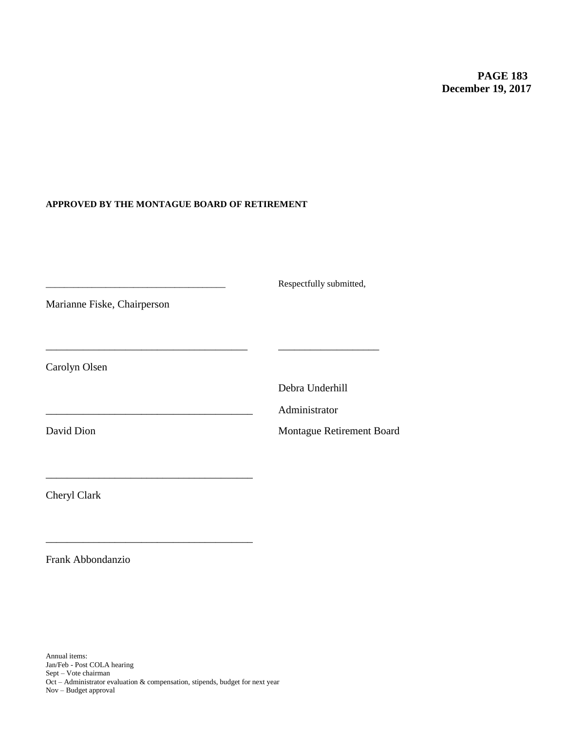**APPROVED BY THE MONTAGUE BOARD OF RETIREMENT**

_____________________________________ Respectfully submitted,

Marianne Fiske, Chairperson

_____________________________________ ___________________

Carolyn Olsen

Debra Underhill

_____________________________________ Administrator

David Dion Montague Retirement Board

_____________________________________

Cheryl Clark

_____________________________________

Frank Abbondanzio

Annual items:
Jan/Feb - Post COLA hearing
Sept – Vote chairman
Oct – Administrator evaluation & compensation, stipends, budget for next year
Nov – Budget approval